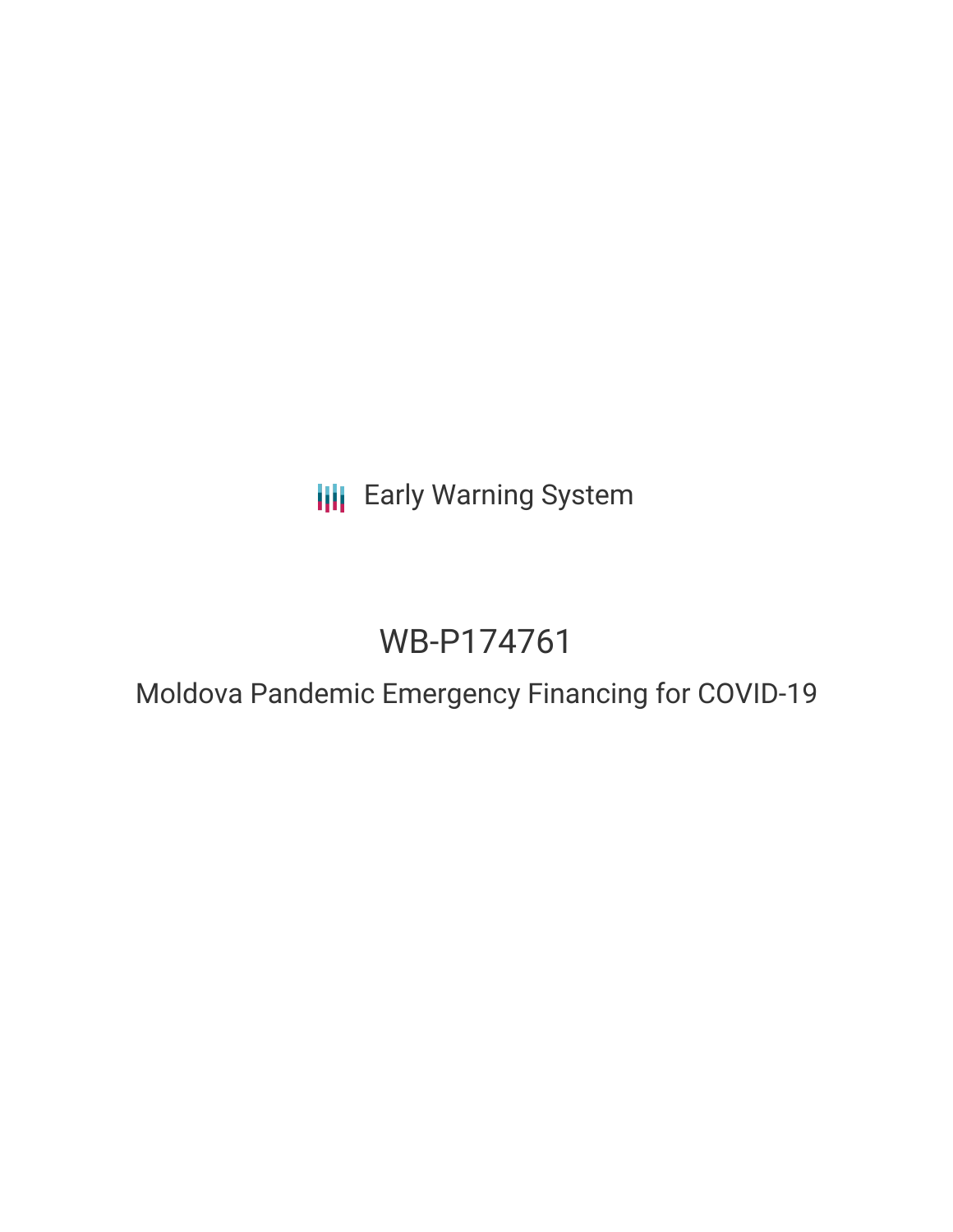Early Warning System

# WB-P174761

## Moldova Pandemic Emergency Financing for COVID-19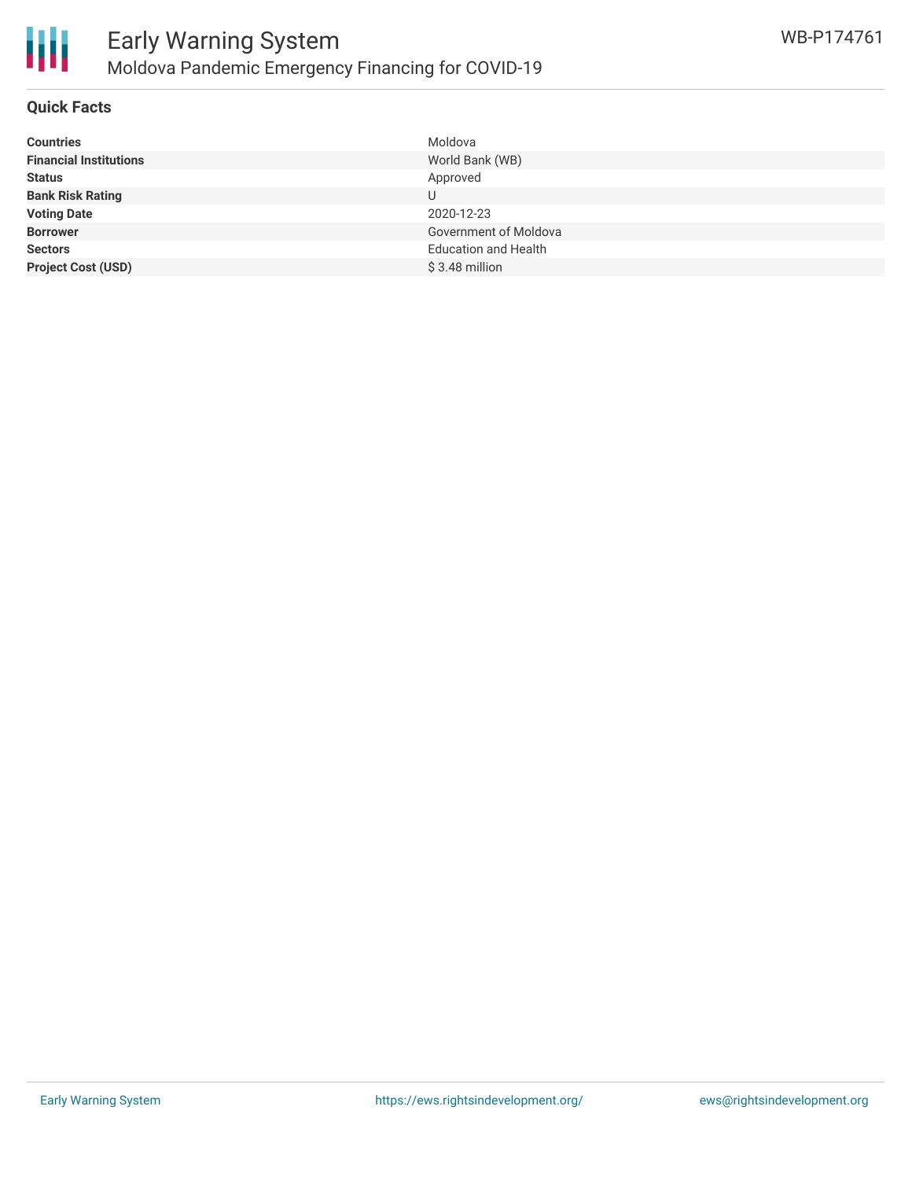# Early Warning System

## Moldova Pandemic Emergency Financing for COVID-19

WB-P174761

### Quick Facts

| | |
|---|---|
| **Countries** | Moldova |
| **Financial Institutions** | World Bank (WB) |
| **Status** | Approved |
| **Bank Risk Rating** | U |
| **Voting Date** | 2020-12-23 |
| **Borrower** | Government of Moldova |
| **Sectors** | Education and Health |
| **Project Cost (USD)** | $ 3.48 million |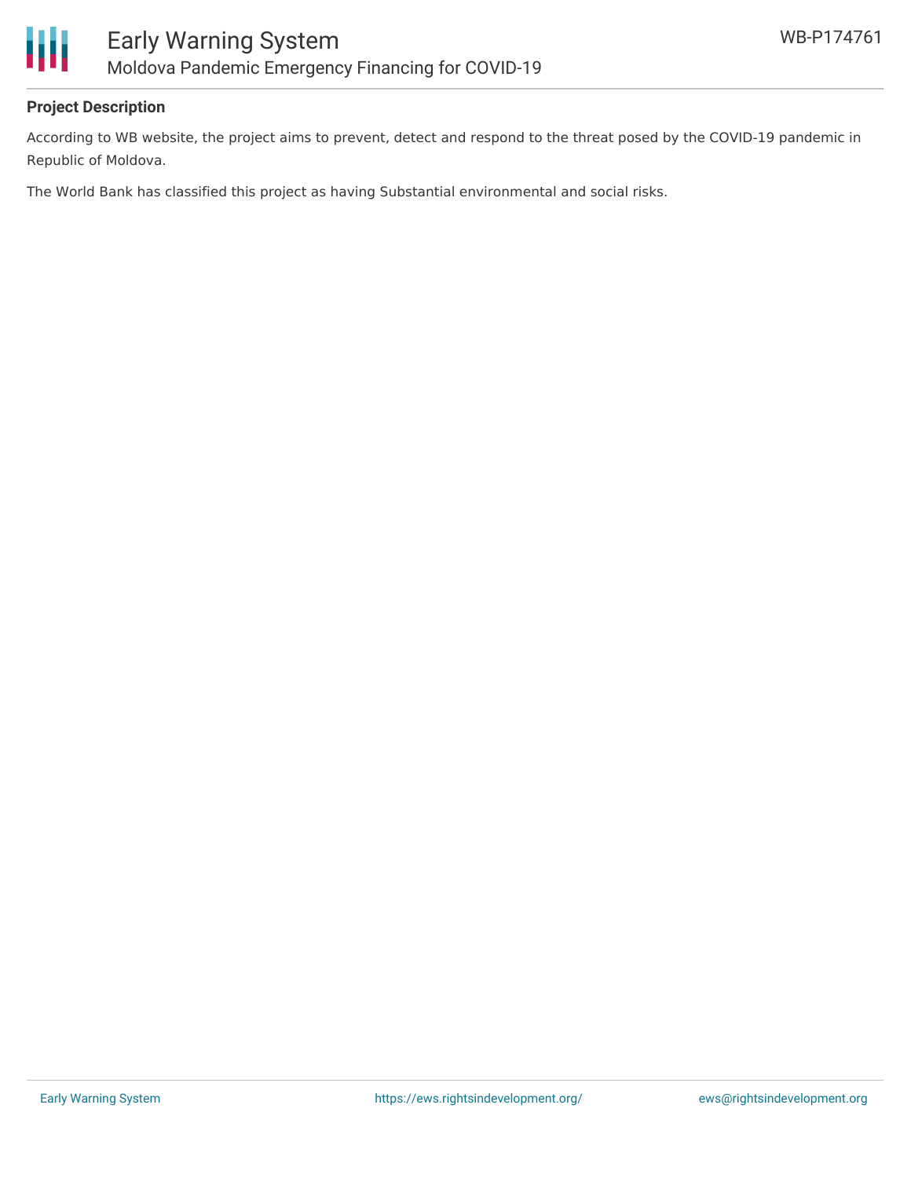**Project Description**

According to WB website, the project aims to prevent, detect and respond to the threat posed by the COVID-19 pandemic in Republic of Moldova.

The World Bank has classified this project as having Substantial environmental and social risks.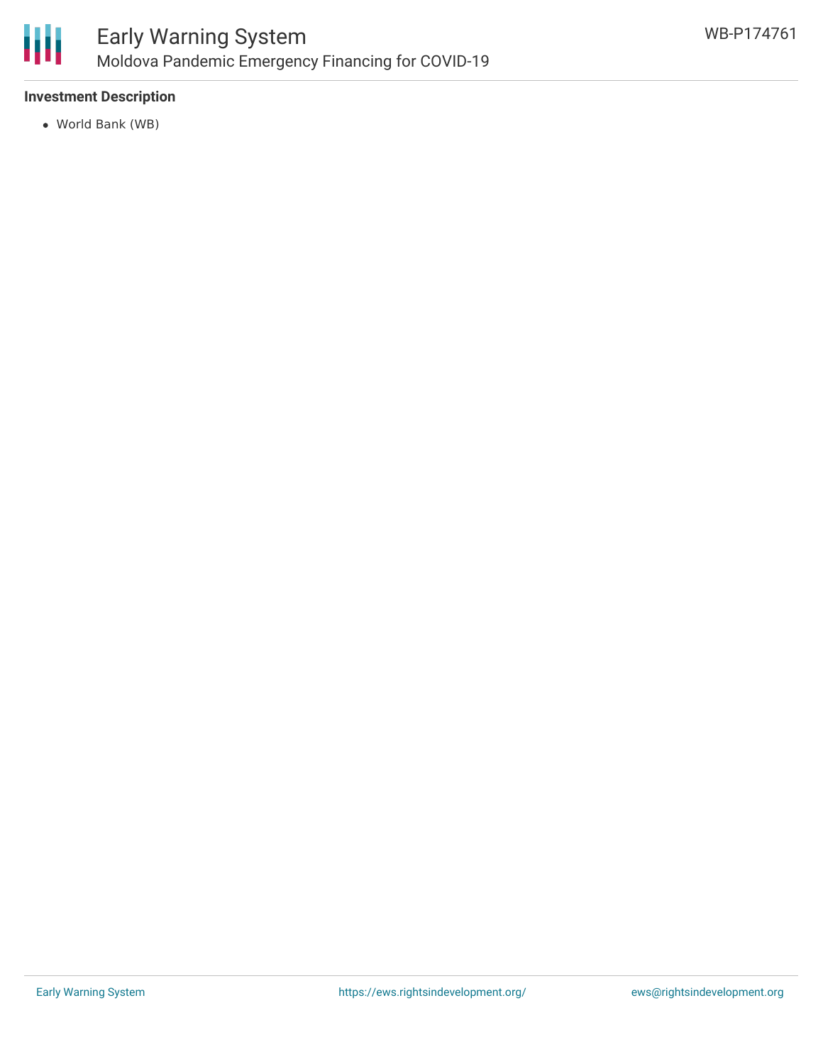### Investment Description

- World Bank (WB)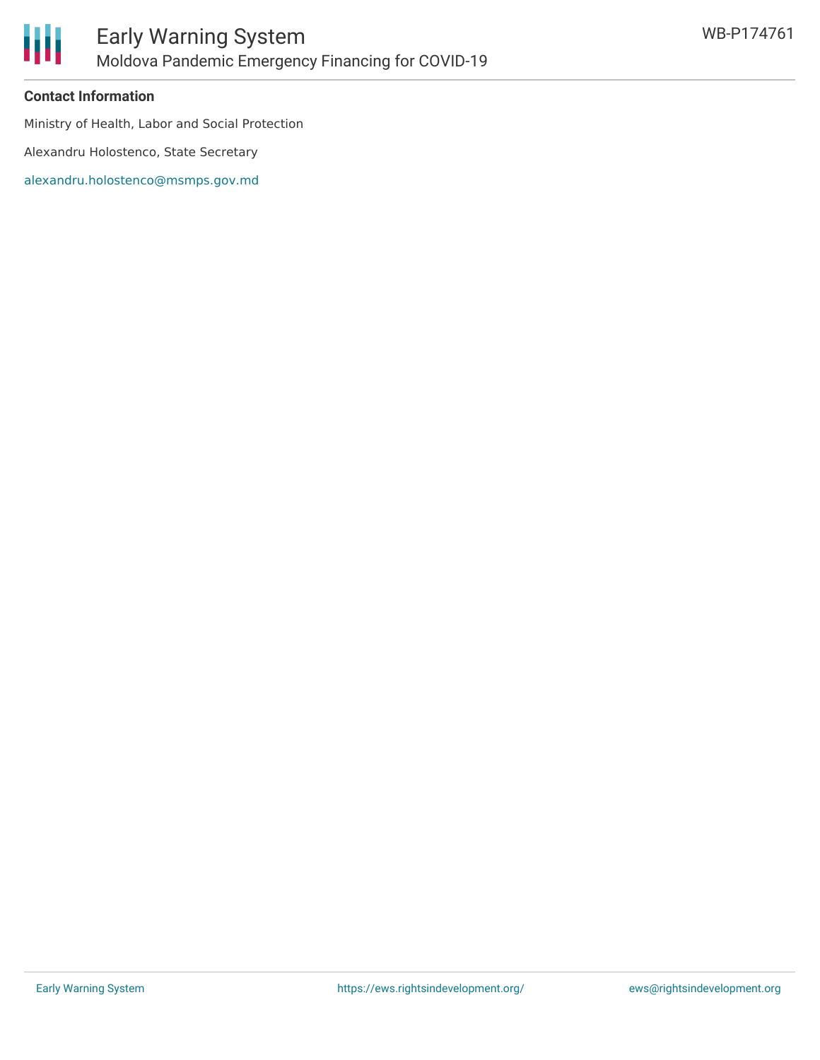**Contact Information**

Ministry of Health, Labor and Social Protection

Alexandru Holostenco, State Secretary

alexandru.holostenco@msmps.gov.md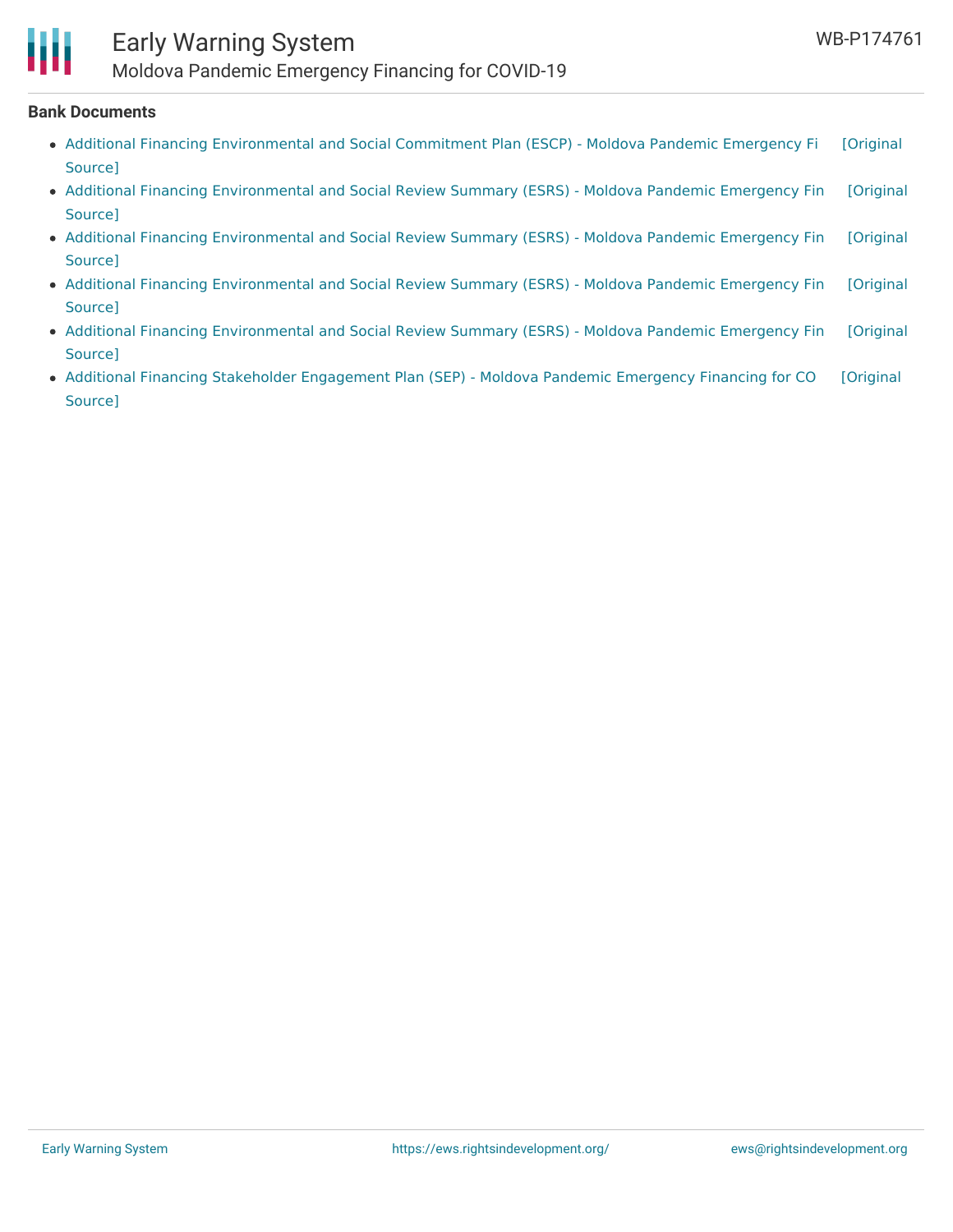**Bank Documents**

- Additional Financing Environmental and Social Commitment Plan (ESCP) - Moldova Pandemic Emergency Fi [Original Source]
- Additional Financing Environmental and Social Review Summary (ESRS) - Moldova Pandemic Emergency Fin [Original Source]
- Additional Financing Environmental and Social Review Summary (ESRS) - Moldova Pandemic Emergency Fin [Original Source]
- Additional Financing Environmental and Social Review Summary (ESRS) - Moldova Pandemic Emergency Fin [Original Source]
- Additional Financing Environmental and Social Review Summary (ESRS) - Moldova Pandemic Emergency Fin [Original Source]
- Additional Financing Stakeholder Engagement Plan (SEP) - Moldova Pandemic Emergency Financing for CO [Original Source]